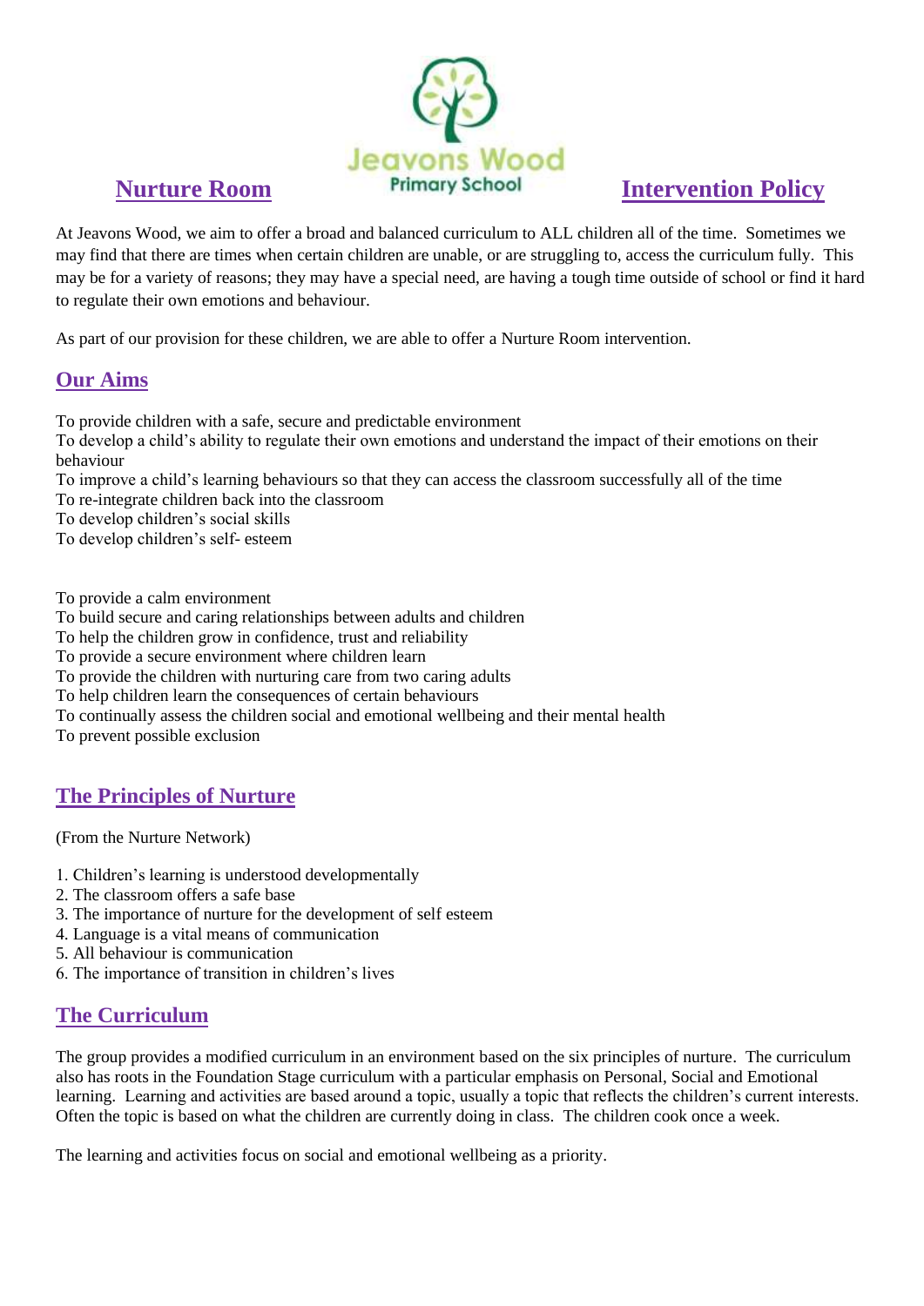# Nurture Room Intervention Policy

Jeavons Wood Primary School

At Jeavons Wood, we aim to offer a broad and balanced curriculum to ALL children all of the time. Sometimes we may find that there are times when certain children are unable, or are struggling to, access the curriculum fully. This may be for a variety of reasons; they may have a special need, are having a tough time outside of school or find it hard to regulate their own emotions and behaviour.

As part of our provision for these children, we are able to offer a Nurture Room intervention.

## Our Aims

To provide children with a safe, secure and predictable environment
To develop a child's ability to regulate their own emotions and understand the impact of their emotions on their behaviour
To improve a child's learning behaviours so that they can access the classroom successfully all of the time
To re-integrate children back into the classroom
To develop children's social skills
To develop children's self- esteem

To provide a calm environment
To build secure and caring relationships between adults and children
To help the children grow in confidence, trust and reliability
To provide a secure environment where children learn
To provide the children with nurturing care from two caring adults
To help children learn the consequences of certain behaviours
To continually assess the children social and emotional wellbeing and their mental health
To prevent possible exclusion

## The Principles of Nurture

(From the Nurture Network)

1. Children's learning is understood developmentally
2. The classroom offers a safe base
3. The importance of nurture for the development of self esteem
4. Language is a vital means of communication
5. All behaviour is communication
6. The importance of transition in children's lives

## The Curriculum

The group provides a modified curriculum in an environment based on the six principles of nurture. The curriculum also has roots in the Foundation Stage curriculum with a particular emphasis on Personal, Social and Emotional learning. Learning and activities are based around a topic, usually a topic that reflects the children's current interests. Often the topic is based on what the children are currently doing in class. The children cook once a week.

The learning and activities focus on social and emotional wellbeing as a priority.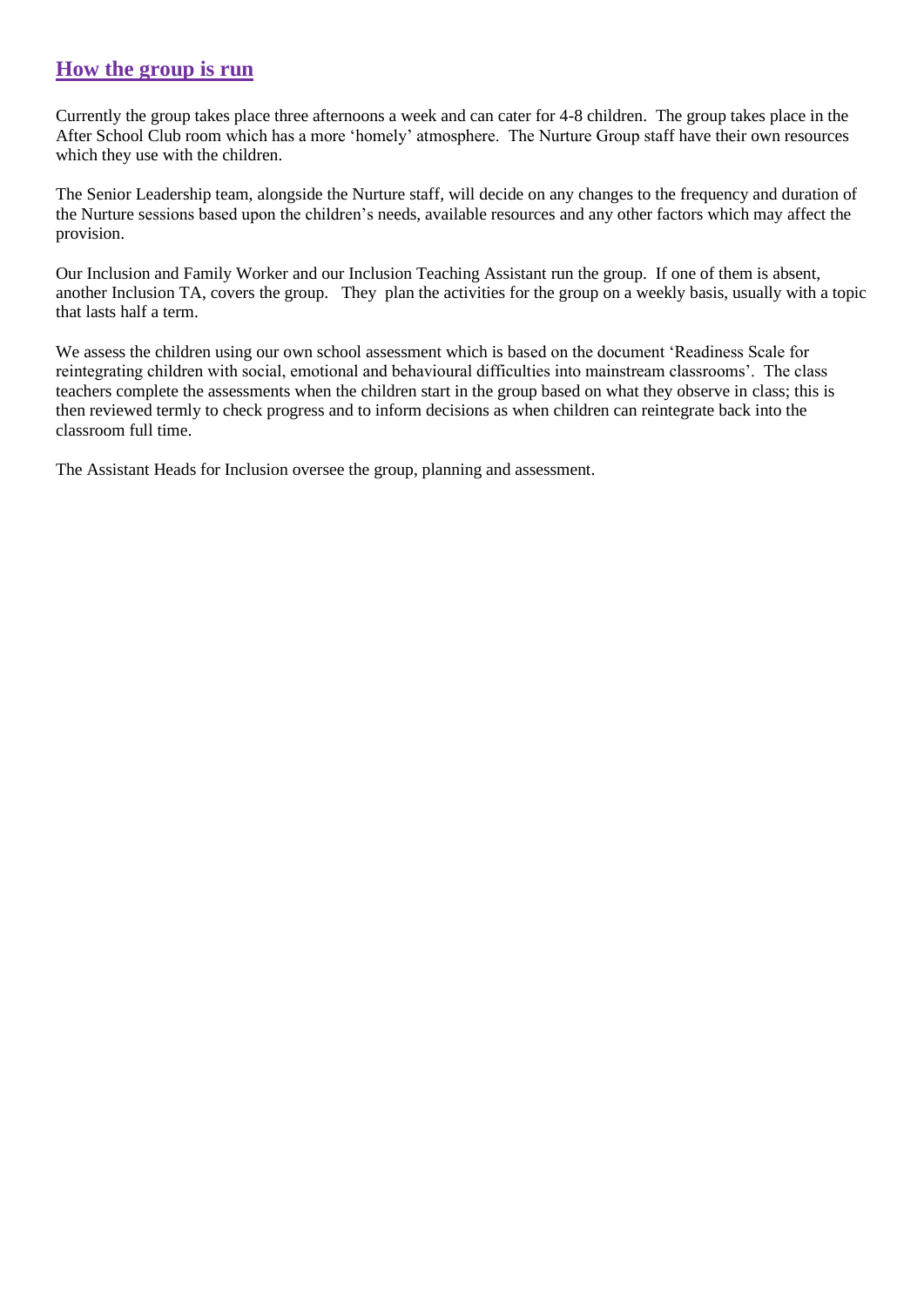## How the group is run

Currently the group takes place three afternoons a week and can cater for 4-8 children. The group takes place in the After School Club room which has a more 'homely' atmosphere. The Nurture Group staff have their own resources which they use with the children.

The Senior Leadership team, alongside the Nurture staff, will decide on any changes to the frequency and duration of the Nurture sessions based upon the children's needs, available resources and any other factors which may affect the provision.

Our Inclusion and Family Worker and our Inclusion Teaching Assistant run the group. If one of them is absent, another Inclusion TA, covers the group. They plan the activities for the group on a weekly basis, usually with a topic that lasts half a term.

We assess the children using our own school assessment which is based on the document 'Readiness Scale for reintegrating children with social, emotional and behavioural difficulties into mainstream classrooms'. The class teachers complete the assessments when the children start in the group based on what they observe in class; this is then reviewed termly to check progress and to inform decisions as when children can reintegrate back into the classroom full time.

The Assistant Heads for Inclusion oversee the group, planning and assessment.